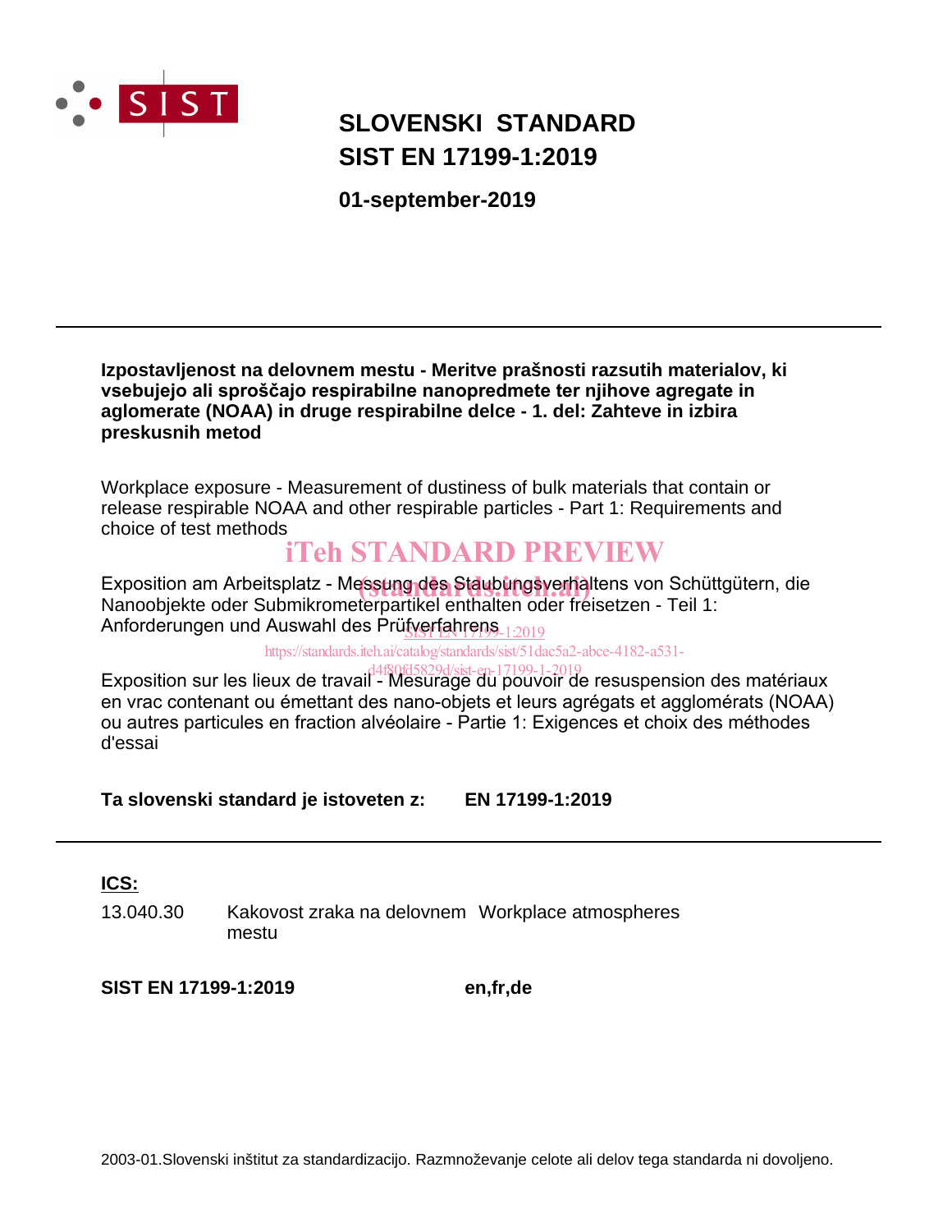# SLOVENSKI STANDARD
# SIST EN 17199-1:2019

**01-september-2019**

---

**Izpostavljenost na delovnem mestu - Meritve prašnosti razsutih materialov, ki vsebujejo ali sproščajo respirabilne nanopredmete ter njihove agregate in aglomerate (NOAA) in druge respirabilne delce - 1. del: Zahteve in izbira preskusnih metod**

Workplace exposure - Measurement of dustiness of bulk materials that contain or release respirable NOAA and other respirable particles - Part 1: Requirements and choice of test methods

iTeh STANDARD PREVIEW

Exposition am Arbeitsplatz - Messung des Staubungsverhaltens von Schüttgütern, die Nanoobjekte oder Submikrometerpartikel enthalten oder freisetzen - Teil 1: Anforderungen und Auswahl des Prüfverfahrens

(standards.iteh.ai)

SIST EN 17199-1:2019

https://standards.iteh.ai/catalog/standards/sist/51dac5a2-abce-4182-a531-d4f80fd5829d/sist-en-17199-1-2019

Exposition sur les lieux de travail - Mesurage du pouvoir de resuspension des matériaux en vrac contenant ou émettant des nano-objets et leurs agrégats et agglomérats (NOAA) ou autres particules en fraction alvéolaire - Partie 1: Exigences et choix des méthodes d'essai

**Ta slovenski standard je istoveten z:** **EN 17199-1:2019**

---

**ICS:**

| | | |
|---|---|---|
| 13.040.30 | Kakovost zraka na delovnem mestu | Workplace atmospheres |

**SIST EN 17199-1:2019** **en,fr,de**

2003-01.Slovenski inštitut za standardizacijo. Razmnoževanje celote ali delov tega standarda ni dovoljeno.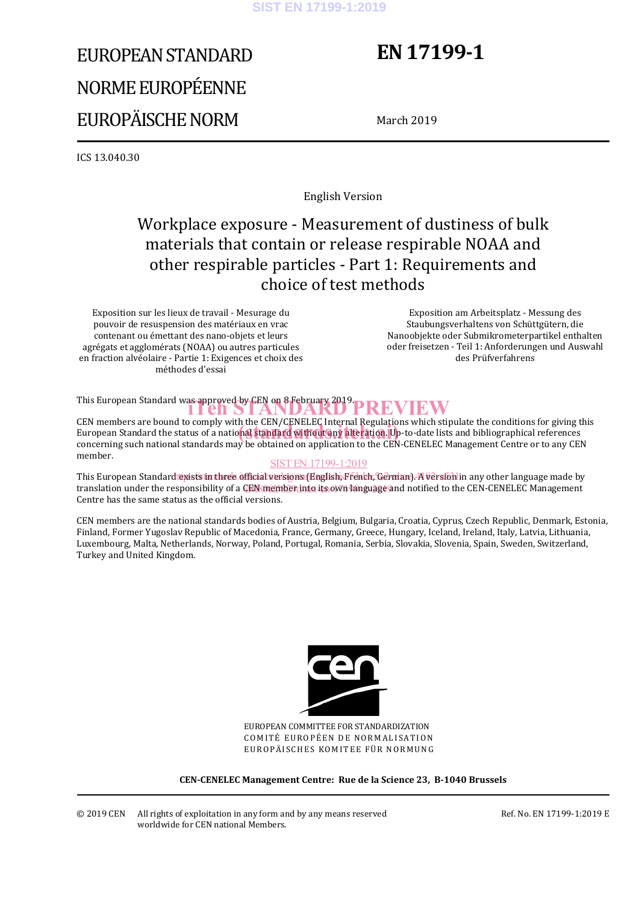EUROPEAN STANDARD

NORME EUROPÉENNE

EUROPÄISCHE NORM

# EN 17199-1

March 2019

ICS 13.040.30

English Version

# Workplace exposure - Measurement of dustiness of bulk materials that contain or release respirable NOAA and other respirable particles - Part 1: Requirements and choice of test methods

Exposition sur les lieux de travail - Mesurage du pouvoir de resuspension des matériaux en vrac contenant ou émettant des nano-objets et leurs agrégats et agglomérats (NOAA) ou autres particules en fraction alvéolaire - Partie 1: Exigences et choix des méthodes d'essai

Exposition am Arbeitsplatz - Messung des Staubungsverhaltens von Schüttgütern, die Nanoobjekte oder Submikrometerpartikel enthalten oder freisetzen - Teil 1: Anforderungen und Auswahl des Prüfverfahrens

This European Standard was approved by CEN on 8 February 2019.

CEN members are bound to comply with the CEN/CENELEC Internal Regulations which stipulate the conditions for giving this European Standard the status of a national standard without any alteration. Up-to-date lists and bibliographical references concerning such national standards may be obtained on application to the CEN-CENELEC Management Centre or to any CEN member.

This European Standard exists in three official versions (English, French, German). A version in any other language made by translation under the responsibility of a CEN member into its own language and notified to the CEN-CENELEC Management Centre has the same status as the official versions.

CEN members are the national standards bodies of Austria, Belgium, Bulgaria, Croatia, Cyprus, Czech Republic, Denmark, Estonia, Finland, Former Yugoslav Republic of Macedonia, France, Germany, Greece, Hungary, Iceland, Ireland, Italy, Latvia, Lithuania, Luxembourg, Malta, Netherlands, Norway, Poland, Portugal, Romania, Serbia, Slovakia, Slovenia, Spain, Sweden, Switzerland, Turkey and United Kingdom.

EUROPEAN COMMITTEE FOR STANDARDIZATION

COMITÉ EUROPÉEN DE NORMALISATION

EUROPÄISCHES KOMITEE FÜR NORMUNG

**CEN-CENELEC Management Centre: Rue de la Science 23, B-1040 Brussels**

© 2019 CEN All rights of exploitation in any form and by any means reserved worldwide for CEN national Members.

Ref. No. EN 17199-1:2019 E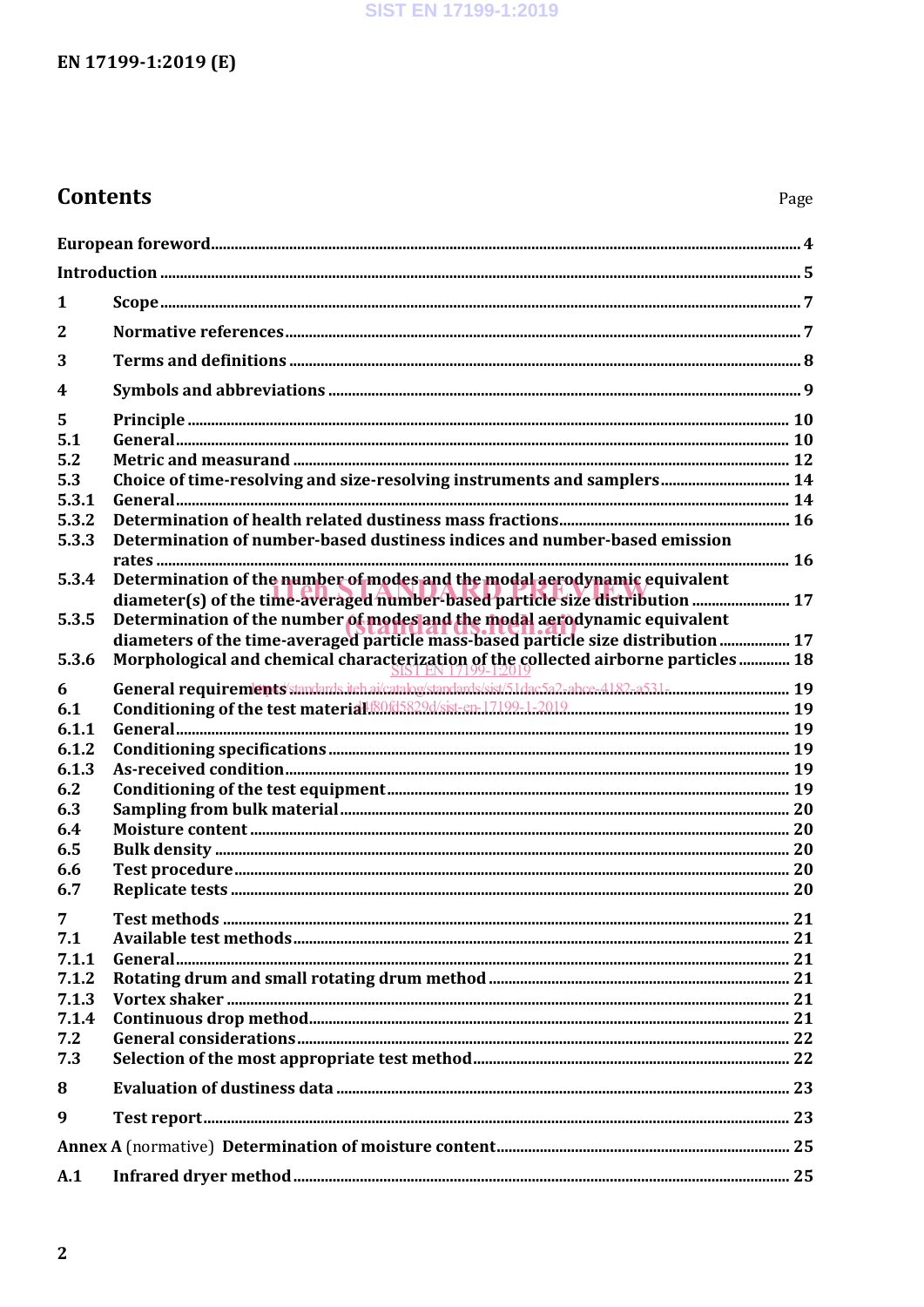# Contents

Page

European foreword ..... 4

Introduction ..... 5

1 Scope ..... 7

2 Normative references ..... 7

3 Terms and definitions ..... 8

4 Symbols and abbreviations ..... 9

5 Principle ..... 10

5.1 General ..... 10

5.2 Metric and measurand ..... 12

5.3 Choice of time-resolving and size-resolving instruments and samplers ..... 14

5.3.1 General ..... 14

5.3.2 Determination of health related dustiness mass fractions ..... 16

5.3.3 Determination of number-based dustiness indices and number-based emission rates ..... 16

5.3.4 Determination of the number of modes and the modal aerodynamic equivalent diameter(s) of the time-averaged number-based particle size distribution ..... 17

5.3.5 Determination of the number of modes and the modal aerodynamic equivalent diameters of the time-averaged particle mass-based particle size distribution ..... 17

5.3.6 Morphological and chemical characterization of the collected airborne particles ..... 18

6 General requirements ..... 19

6.1 Conditioning of the test material ..... 19

6.1.1 General ..... 19

6.1.2 Conditioning specifications ..... 19

6.1.3 As-received condition ..... 19

6.2 Conditioning of the test equipment ..... 19

6.3 Sampling from bulk material ..... 20

6.4 Moisture content ..... 20

6.5 Bulk density ..... 20

6.6 Test procedure ..... 20

6.7 Replicate tests ..... 20

7 Test methods ..... 21

7.1 Available test methods ..... 21

7.1.1 General ..... 21

7.1.2 Rotating drum and small rotating drum method ..... 21

7.1.3 Vortex shaker ..... 21

7.1.4 Continuous drop method ..... 21

7.2 General considerations ..... 22

7.3 Selection of the most appropriate test method ..... 22

8 Evaluation of dustiness data ..... 23

9 Test report ..... 23

Annex A (normative) Determination of moisture content ..... 25

A.1 Infrared dryer method ..... 25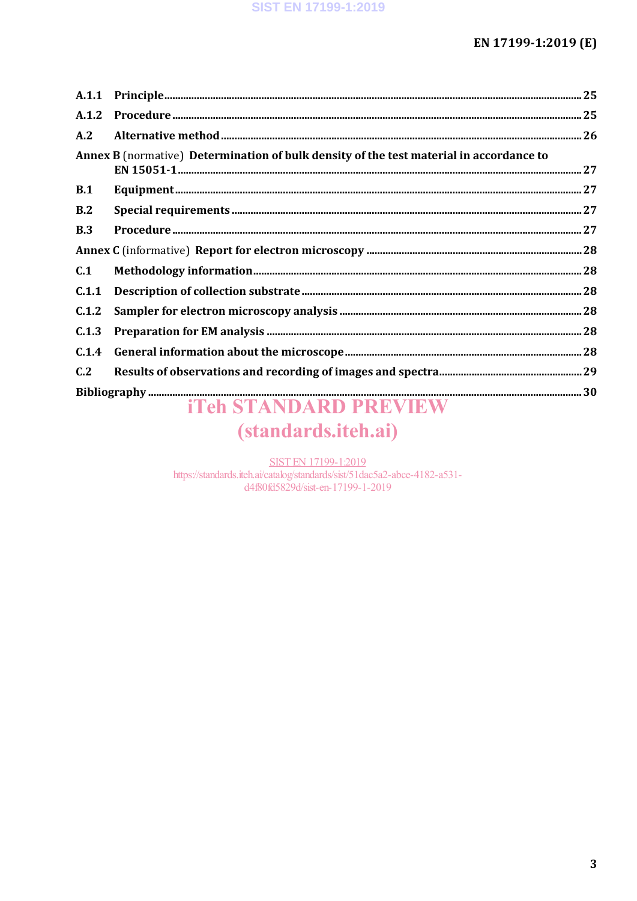| | | |
|---|---|---|
| A.1.1 | Principle | 25 |
| A.1.2 | Procedure | 25 |
| A.2 | Alternative method | 26 |
| **Annex B** (normative) | **Determination of bulk density of the test material in accordance to EN 15051-1** | 27 |
| B.1 | Equipment | 27 |
| B.2 | Special requirements | 27 |
| B.3 | Procedure | 27 |
| **Annex C** (informative) | **Report for electron microscopy** | 28 |
| C.1 | Methodology information | 28 |
| C.1.1 | Description of collection substrate | 28 |
| C.1.2 | Sampler for electron microscopy analysis | 28 |
| C.1.3 | Preparation for EM analysis | 28 |
| C.1.4 | General information about the microscope | 28 |
| C.2 | Results of observations and recording of images and spectra | 29 |
| **Bibliography** | | 30 |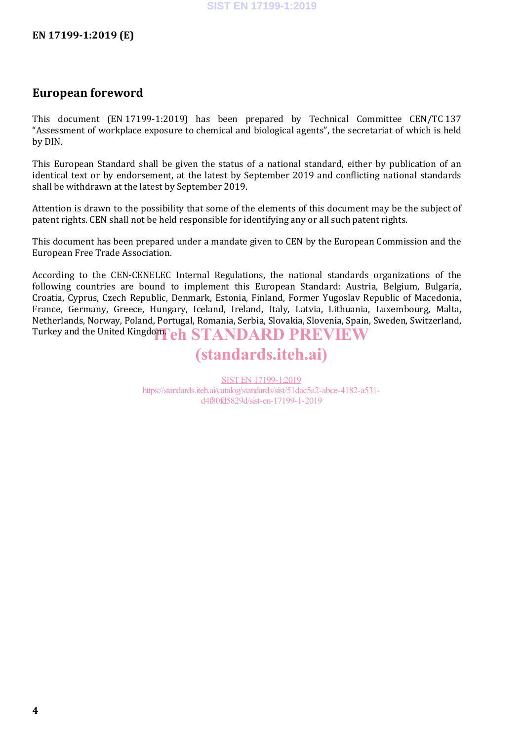# European foreword

This document (EN 17199-1:2019) has been prepared by Technical Committee CEN/TC 137 “Assessment of workplace exposure to chemical and biological agents”, the secretariat of which is held by DIN.

This European Standard shall be given the status of a national standard, either by publication of an identical text or by endorsement, at the latest by September 2019 and conflicting national standards shall be withdrawn at the latest by September 2019.

Attention is drawn to the possibility that some of the elements of this document may be the subject of patent rights. CEN shall not be held responsible for identifying any or all such patent rights.

This document has been prepared under a mandate given to CEN by the European Commission and the European Free Trade Association.

According to the CEN-CENELEC Internal Regulations, the national standards organizations of the following countries are bound to implement this European Standard: Austria, Belgium, Bulgaria, Croatia, Cyprus, Czech Republic, Denmark, Estonia, Finland, Former Yugoslav Republic of Macedonia, France, Germany, Greece, Hungary, Iceland, Ireland, Italy, Latvia, Lithuania, Luxembourg, Malta, Netherlands, Norway, Poland, Portugal, Romania, Serbia, Slovakia, Slovenia, Spain, Sweden, Switzerland, Turkey and the United Kingdom.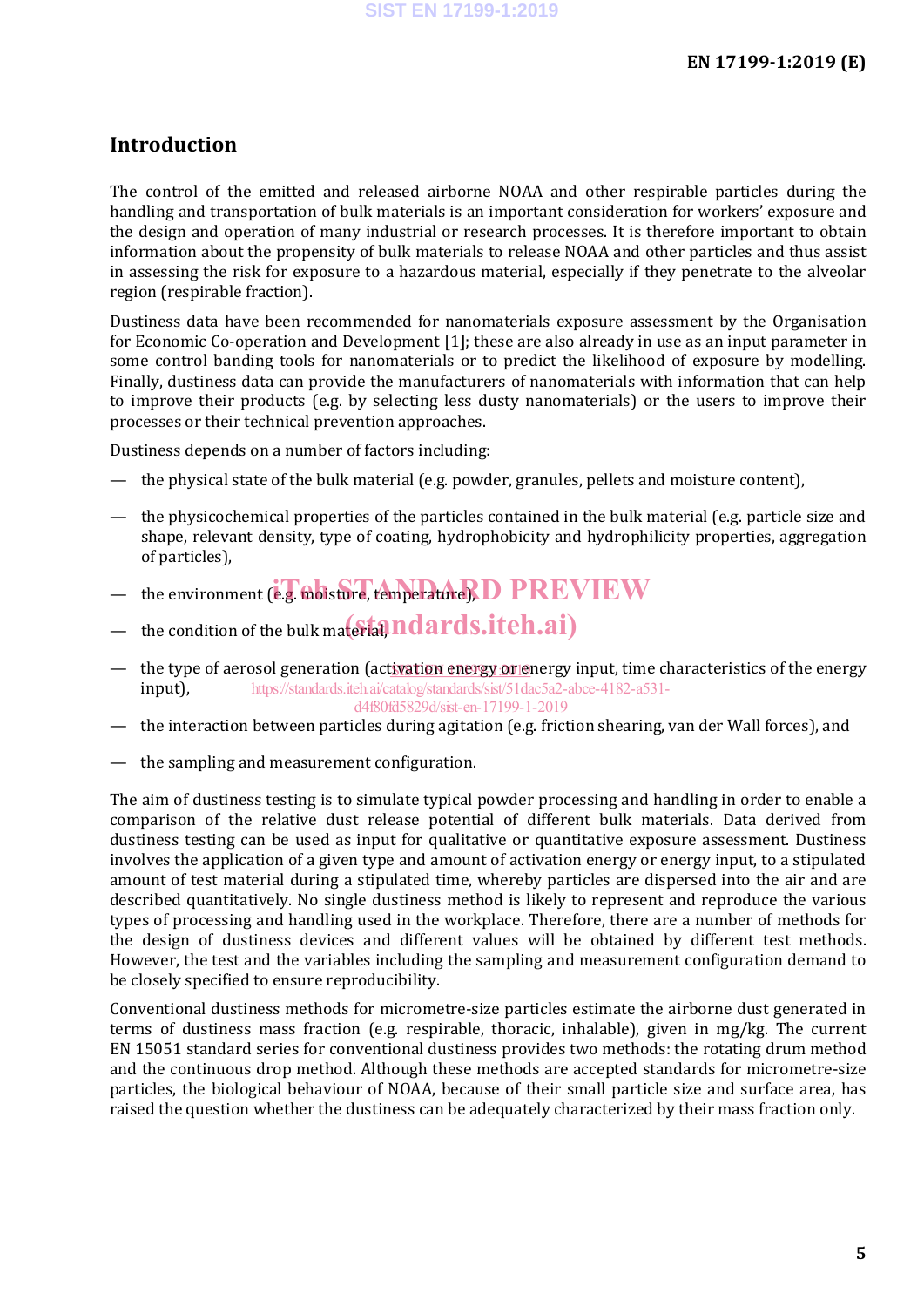## Introduction

The control of the emitted and released airborne NOAA and other respirable particles during the handling and transportation of bulk materials is an important consideration for workers' exposure and the design and operation of many industrial or research processes. It is therefore important to obtain information about the propensity of bulk materials to release NOAA and other particles and thus assist in assessing the risk for exposure to a hazardous material, especially if they penetrate to the alveolar region (respirable fraction).

Dustiness data have been recommended for nanomaterials exposure assessment by the Organisation for Economic Co-operation and Development [1]; these are also already in use as an input parameter in some control banding tools for nanomaterials or to predict the likelihood of exposure by modelling. Finally, dustiness data can provide the manufacturers of nanomaterials with information that can help to improve their products (e.g. by selecting less dusty nanomaterials) or the users to improve their processes or their technical prevention approaches.

Dustiness depends on a number of factors including:

— the physical state of the bulk material (e.g. powder, granules, pellets and moisture content),

— the physicochemical properties of the particles contained in the bulk material (e.g. particle size and shape, relevant density, type of coating, hydrophobicity and hydrophilicity properties, aggregation of particles),

— the environment (e.g. moisture, temperature),

— the condition of the bulk material,

— the type of aerosol generation (activation energy or energy input, time characteristics of the energy input),

— the interaction between particles during agitation (e.g. friction shearing, van der Wall forces), and

— the sampling and measurement configuration.

The aim of dustiness testing is to simulate typical powder processing and handling in order to enable a comparison of the relative dust release potential of different bulk materials. Data derived from dustiness testing can be used as input for qualitative or quantitative exposure assessment. Dustiness involves the application of a given type and amount of activation energy or energy input, to a stipulated amount of test material during a stipulated time, whereby particles are dispersed into the air and are described quantitatively. No single dustiness method is likely to represent and reproduce the various types of processing and handling used in the workplace. Therefore, there are a number of methods for the design of dustiness devices and different values will be obtained by different test methods. However, the test and the variables including the sampling and measurement configuration demand to be closely specified to ensure reproducibility.

Conventional dustiness methods for micrometre-size particles estimate the airborne dust generated in terms of dustiness mass fraction (e.g. respirable, thoracic, inhalable), given in mg/kg. The current EN 15051 standard series for conventional dustiness provides two methods: the rotating drum method and the continuous drop method. Although these methods are accepted standards for micrometre-size particles, the biological behaviour of NOAA, because of their small particle size and surface area, has raised the question whether the dustiness can be adequately characterized by their mass fraction only.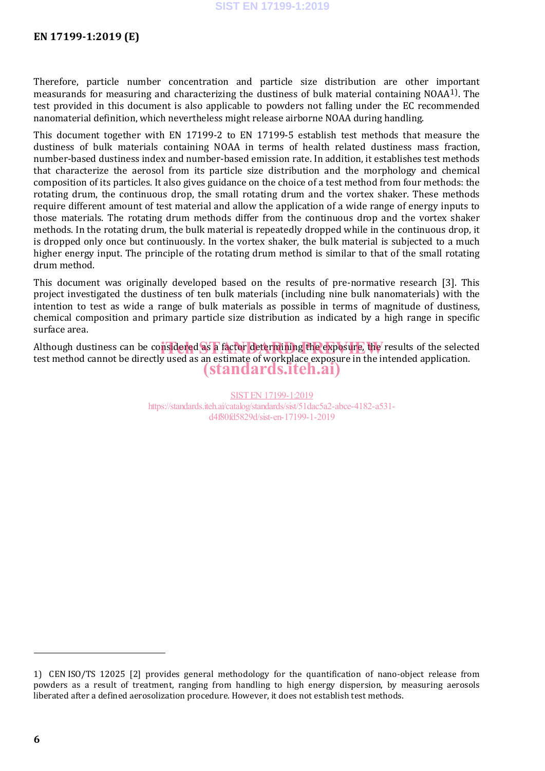Therefore, particle number concentration and particle size distribution are other important measurands for measuring and characterizing the dustiness of bulk material containing NOAA[1]. The test provided in this document is also applicable to powders not falling under the EC recommended nanomaterial definition, which nevertheless might release airborne NOAA during handling.

This document together with EN 17199-2 to EN 17199-5 establish test methods that measure the dustiness of bulk materials containing NOAA in terms of health related dustiness mass fraction, number-based dustiness index and number-based emission rate. In addition, it establishes test methods that characterize the aerosol from its particle size distribution and the morphology and chemical composition of its particles. It also gives guidance on the choice of a test method from four methods: the rotating drum, the continuous drop, the small rotating drum and the vortex shaker. These methods require different amount of test material and allow the application of a wide range of energy inputs to those materials. The rotating drum methods differ from the continuous drop and the vortex shaker methods. In the rotating drum, the bulk material is repeatedly dropped while in the continuous drop, it is dropped only once but continuously. In the vortex shaker, the bulk material is subjected to a much higher energy input. The principle of the rotating drum method is similar to that of the small rotating drum method.

This document was originally developed based on the results of pre-normative research [3]. This project investigated the dustiness of ten bulk materials (including nine bulk nanomaterials) with the intention to test as wide a range of bulk materials as possible in terms of magnitude of dustiness, chemical composition and primary particle size distribution as indicated by a high range in specific surface area.

Although dustiness can be considered as a factor determining the exposure, the results of the selected test method cannot be directly used as an estimate of workplace exposure in the intended application.

---

1) CEN ISO/TS 12025 [2] provides general methodology for the quantification of nano-object release from powders as a result of treatment, ranging from handling to high energy dispersion, by measuring aerosols liberated after a defined aerosolization procedure. However, it does not establish test methods.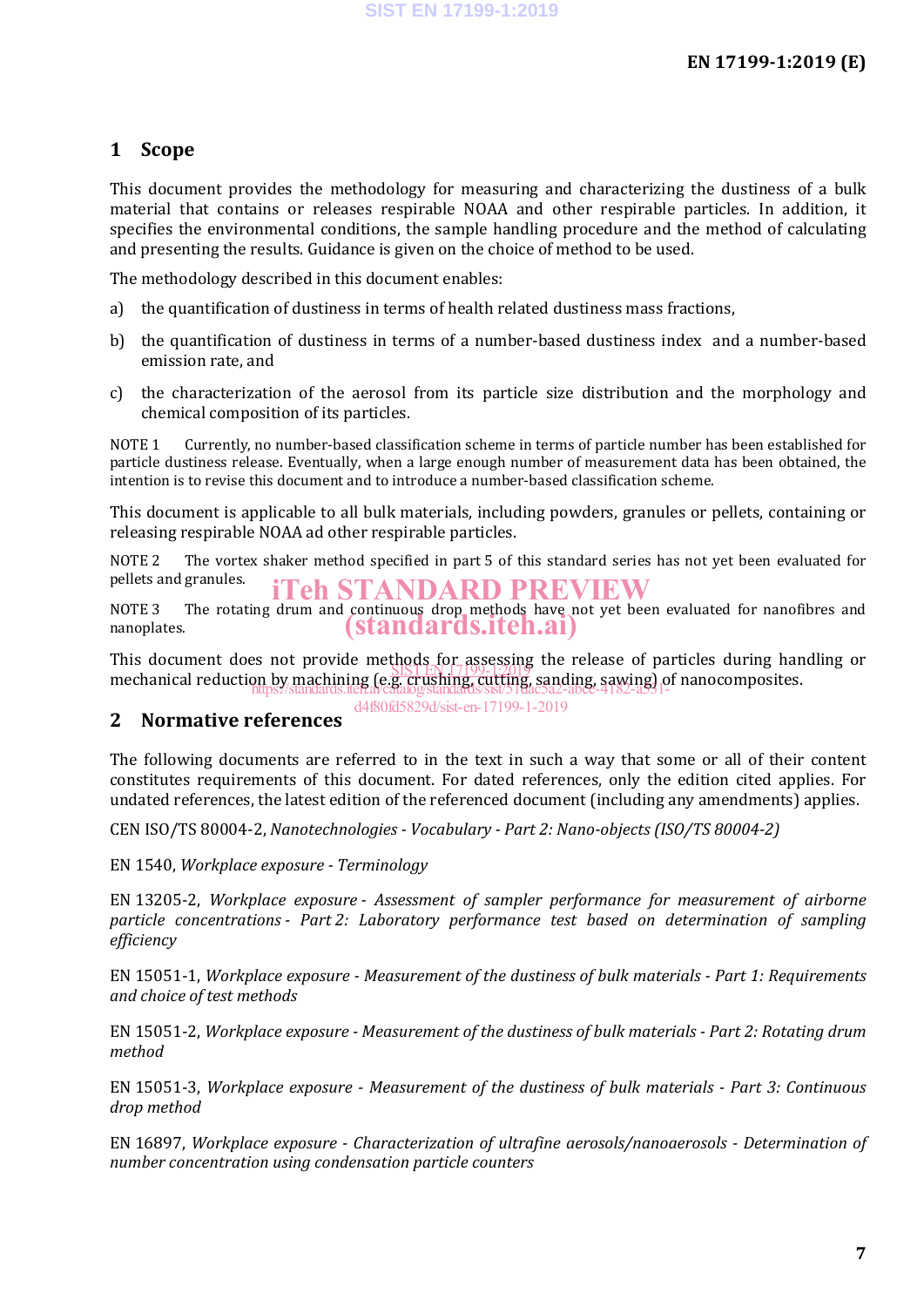## 1 Scope

This document provides the methodology for measuring and characterizing the dustiness of a bulk material that contains or releases respirable NOAA and other respirable particles. In addition, it specifies the environmental conditions, the sample handling procedure and the method of calculating and presenting the results. Guidance is given on the choice of method to be used.

The methodology described in this document enables:

a) the quantification of dustiness in terms of health related dustiness mass fractions,

b) the quantification of dustiness in terms of a number-based dustiness index and a number-based emission rate, and

c) the characterization of the aerosol from its particle size distribution and the morphology and chemical composition of its particles.

NOTE 1 Currently, no number-based classification scheme in terms of particle number has been established for particle dustiness release. Eventually, when a large enough number of measurement data has been obtained, the intention is to revise this document and to introduce a number-based classification scheme.

This document is applicable to all bulk materials, including powders, granules or pellets, containing or releasing respirable NOAA ad other respirable particles.

NOTE 2 The vortex shaker method specified in part 5 of this standard series has not yet been evaluated for pellets and granules.

NOTE 3 The rotating drum and continuous drop methods have not yet been evaluated for nanofibres and nanoplates.

This document does not provide methods for assessing the release of particles during handling or mechanical reduction by machining (e.g. crushing, cutting, sanding, sawing) of nanocomposites.

## 2 Normative references

The following documents are referred to in the text in such a way that some or all of their content constitutes requirements of this document. For dated references, only the edition cited applies. For undated references, the latest edition of the referenced document (including any amendments) applies.

CEN ISO/TS 80004-2, *Nanotechnologies - Vocabulary - Part 2: Nano-objects (ISO/TS 80004-2)*

EN 1540, *Workplace exposure - Terminology*

EN 13205-2, *Workplace exposure - Assessment of sampler performance for measurement of airborne particle concentrations - Part 2: Laboratory performance test based on determination of sampling efficiency*

EN 15051-1, *Workplace exposure - Measurement of the dustiness of bulk materials - Part 1: Requirements and choice of test methods*

EN 15051-2, *Workplace exposure - Measurement of the dustiness of bulk materials - Part 2: Rotating drum method*

EN 15051-3, *Workplace exposure - Measurement of the dustiness of bulk materials - Part 3: Continuous drop method*

EN 16897, *Workplace exposure - Characterization of ultrafine aerosols/nanoaerosols - Determination of number concentration using condensation particle counters*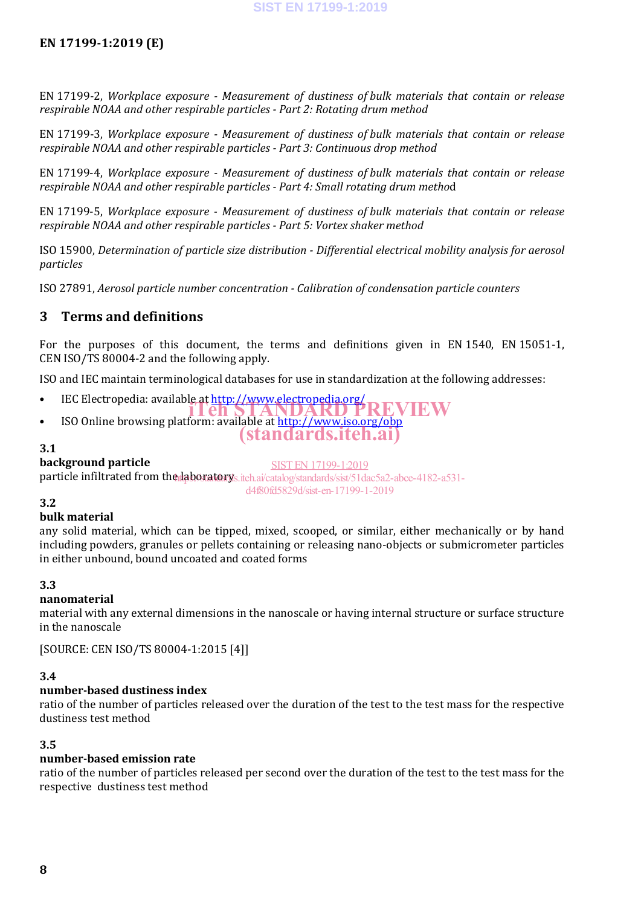EN 17199-2, *Workplace exposure - Measurement of dustiness of bulk materials that contain or release respirable NOAA and other respirable particles - Part 2: Rotating drum method*

EN 17199-3, *Workplace exposure - Measurement of dustiness of bulk materials that contain or release respirable NOAA and other respirable particles - Part 3: Continuous drop method*

EN 17199-4, *Workplace exposure - Measurement of dustiness of bulk materials that contain or release respirable NOAA and other respirable particles - Part 4: Small rotating drum method*

EN 17199-5, *Workplace exposure - Measurement of dustiness of bulk materials that contain or release respirable NOAA and other respirable particles - Part 5: Vortex shaker method*

ISO 15900, *Determination of particle size distribution - Differential electrical mobility analysis for aerosol particles*

ISO 27891, *Aerosol particle number concentration - Calibration of condensation particle counters*

## 3 Terms and definitions

For the purposes of this document, the terms and definitions given in EN 1540, EN 15051-1, CEN ISO/TS 80004-2 and the following apply.

ISO and IEC maintain terminological databases for use in standardization at the following addresses:

- IEC Electropedia: available at http://www.electropedia.org/
- ISO Online browsing platform: available at http://www.iso.org/obp

### 3.1
**background particle**
particle infiltrated from the laboratory

### 3.2
**bulk material**
any solid material, which can be tipped, mixed, scooped, or similar, either mechanically or by hand including powders, granules or pellets containing or releasing nano-objects or submicrometer particles in either unbound, bound uncoated and coated forms

### 3.3
**nanomaterial**
material with any external dimensions in the nanoscale or having internal structure or surface structure in the nanoscale

[SOURCE: CEN ISO/TS 80004-1:2015 [4]]

### 3.4
**number-based dustiness index**
ratio of the number of particles released over the duration of the test to the test mass for the respective dustiness test method

### 3.5
**number-based emission rate**
ratio of the number of particles released per second over the duration of the test to the test mass for the respective dustiness test method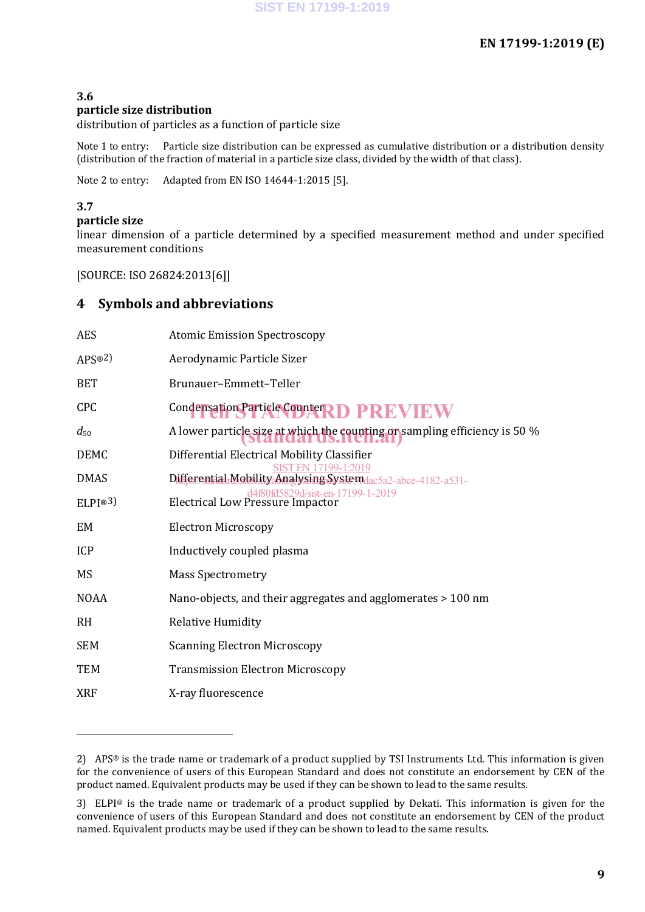### 3.6
**particle size distribution**
distribution of particles as a function of particle size

Note 1 to entry: Particle size distribution can be expressed as cumulative distribution or a distribution density (distribution of the fraction of material in a particle size class, divided by the width of that class).

Note 2 to entry: Adapted from EN ISO 14644-1:2015 [5].

### 3.7
**particle size**
linear dimension of a particle determined by a specified measurement method and under specified measurement conditions

[SOURCE: ISO 26824:2013[6]]

## 4 Symbols and abbreviations

| | |
|---|---|
| AES | Atomic Emission Spectroscopy |
| APS®[2)] | Aerodynamic Particle Sizer |
| BET | Brunauer–Emmett–Teller |
| CPC | Condensation Particle Counter |
| $d_{50}$ | A lower particle size at which the counting or sampling efficiency is 50 % |
| DEMC | Differential Electrical Mobility Classifier |
| DMAS | Differential Mobility Analysing System |
| ELPI®[3)] | Electrical Low Pressure Impactor |
| EM | Electron Microscopy |
| ICP | Inductively coupled plasma |
| MS | Mass Spectrometry |
| NOAA | Nano-objects, and their aggregates and agglomerates > 100 nm |
| RH | Relative Humidity |
| SEM | Scanning Electron Microscopy |
| TEM | Transmission Electron Microscopy |
| XRF | X-ray fluorescence |

---

2) APS® is the trade name or trademark of a product supplied by TSI Instruments Ltd. This information is given for the convenience of users of this European Standard and does not constitute an endorsement by CEN of the product named. Equivalent products may be used if they can be shown to lead to the same results.

3) ELPI® is the trade name or trademark of a product supplied by Dekati. This information is given for the convenience of users of this European Standard and does not constitute an endorsement by CEN of the product named. Equivalent products may be used if they can be shown to lead to the same results.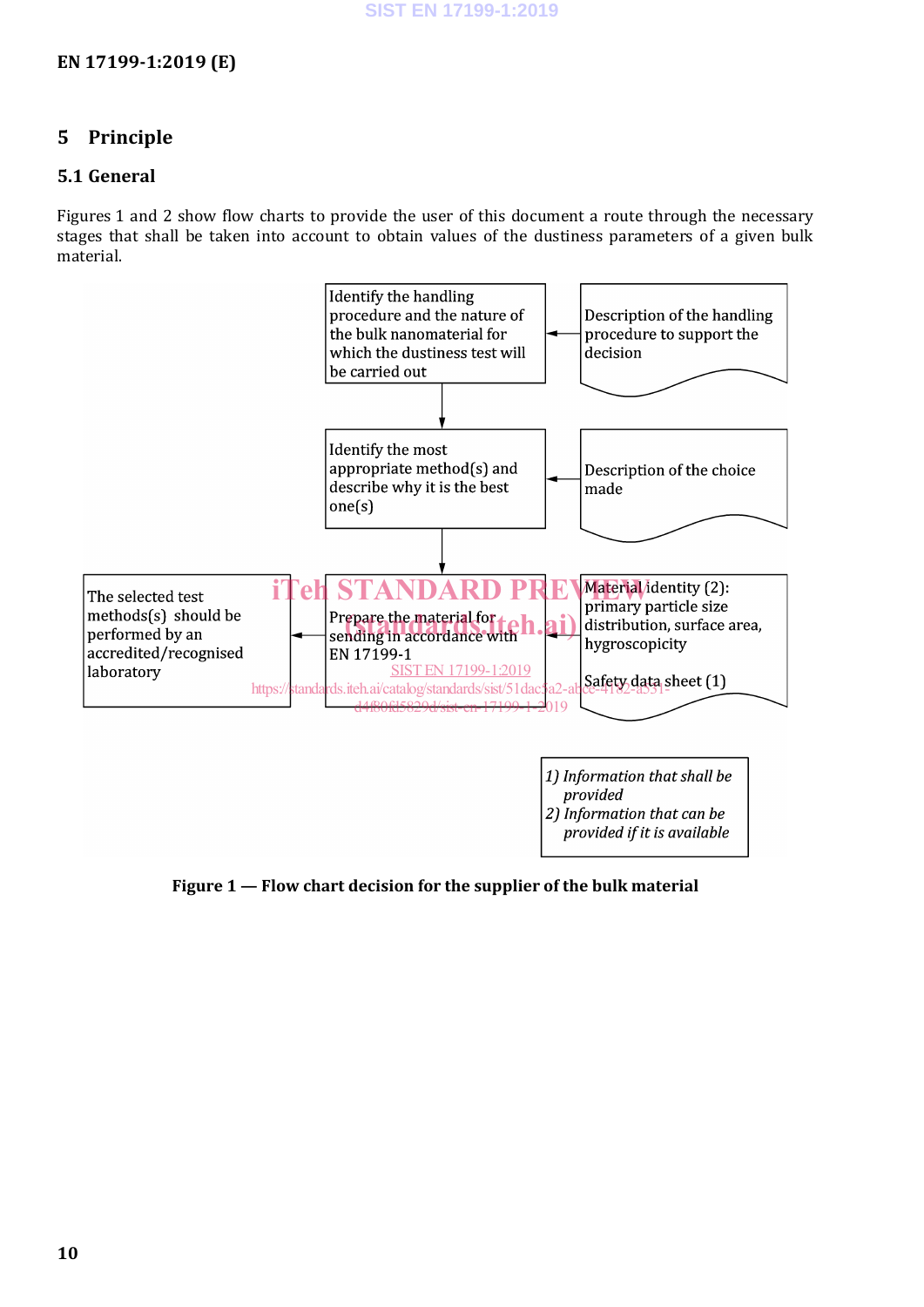## 5 Principle

### 5.1 General

Figures 1 and 2 show flow charts to provide the user of this document a route through the necessary stages that shall be taken into account to obtain values of the dustiness parameters of a given bulk material.

Identify the handling procedure and the nature of the bulk nanomaterial for which the dustiness test will be carried out

Description of the handling procedure to support the decision

Identify the most appropriate method(s) and describe why it is the best one(s)

Description of the choice made

The selected test methods(s) should be performed by an accredited/recognised laboratory

Prepare the material for sending in accordance with EN 17199-1

Material identity (2): primary particle size distribution, surface area, hygroscopicity

Safety data sheet (1)

*1) Information that shall be provided*

*2) Information that can be provided if it is available*

**Figure 1 — Flow chart decision for the supplier of the bulk material**